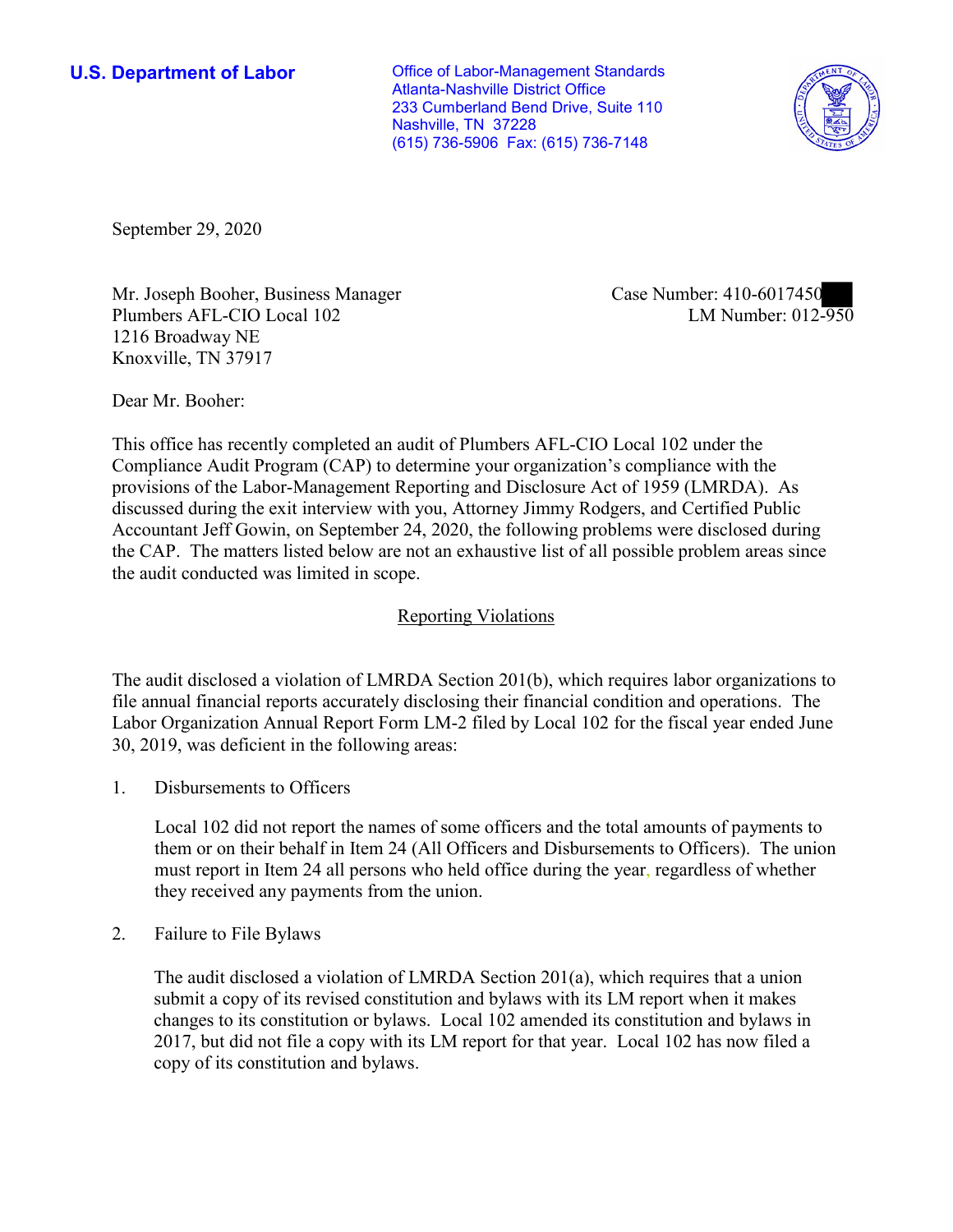**U.S. Department of Labor**

Office of Labor-Management Standards
Atlanta-Nashville District Office
233 Cumberland Bend Drive, Suite 110
Nashville, TN 37228
(615) 736-5906 Fax: (615) 736-7148

September 29, 2020

Mr. Joseph Booher, Business Manager
Plumbers AFL-CIO Local 102
1216 Broadway NE
Knoxville, TN 37917

Case Number: 410-6017450
LM Number: 012-950

Dear Mr. Booher:

This office has recently completed an audit of Plumbers AFL-CIO Local 102 under the Compliance Audit Program (CAP) to determine your organization's compliance with the provisions of the Labor-Management Reporting and Disclosure Act of 1959 (LMRDA). As discussed during the exit interview with you, Attorney Jimmy Rodgers, and Certified Public Accountant Jeff Gowin, on September 24, 2020, the following problems were disclosed during the CAP. The matters listed below are not an exhaustive list of all possible problem areas since the audit conducted was limited in scope.

## Reporting Violations

The audit disclosed a violation of LMRDA Section 201(b), which requires labor organizations to file annual financial reports accurately disclosing their financial condition and operations. The Labor Organization Annual Report Form LM-2 filed by Local 102 for the fiscal year ended June 30, 2019, was deficient in the following areas:

1. Disbursements to Officers

   Local 102 did not report the names of some officers and the total amounts of payments to them or on their behalf in Item 24 (All Officers and Disbursements to Officers). The union must report in Item 24 all persons who held office during the year, regardless of whether they received any payments from the union.

2. Failure to File Bylaws

   The audit disclosed a violation of LMRDA Section 201(a), which requires that a union submit a copy of its revised constitution and bylaws with its LM report when it makes changes to its constitution or bylaws. Local 102 amended its constitution and bylaws in 2017, but did not file a copy with its LM report for that year. Local 102 has now filed a copy of its constitution and bylaws.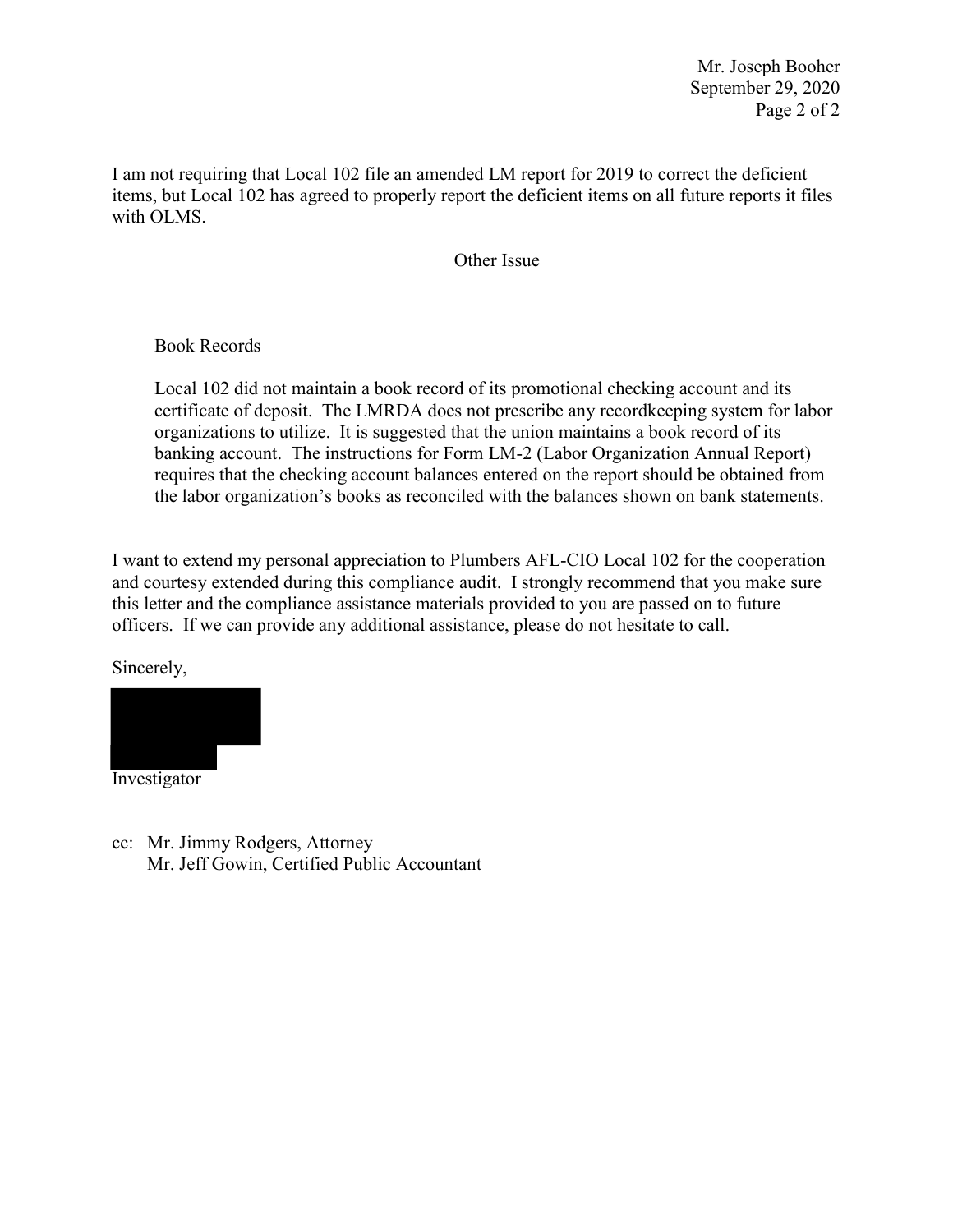I am not requiring that Local 102 file an amended LM report for 2019 to correct the deficient items, but Local 102 has agreed to properly report the deficient items on all future reports it files with OLMS.

## Other Issue

Book Records

Local 102 did not maintain a book record of its promotional checking account and its certificate of deposit. The LMRDA does not prescribe any recordkeeping system for labor organizations to utilize. It is suggested that the union maintains a book record of its banking account. The instructions for Form LM-2 (Labor Organization Annual Report) requires that the checking account balances entered on the report should be obtained from the labor organization's books as reconciled with the balances shown on bank statements.

I want to extend my personal appreciation to Plumbers AFL-CIO Local 102 for the cooperation and courtesy extended during this compliance audit. I strongly recommend that you make sure this letter and the compliance assistance materials provided to you are passed on to future officers. If we can provide any additional assistance, please do not hesitate to call.

Sincerely,

Investigator

cc: Mr. Jimmy Rodgers, Attorney
Mr. Jeff Gowin, Certified Public Accountant